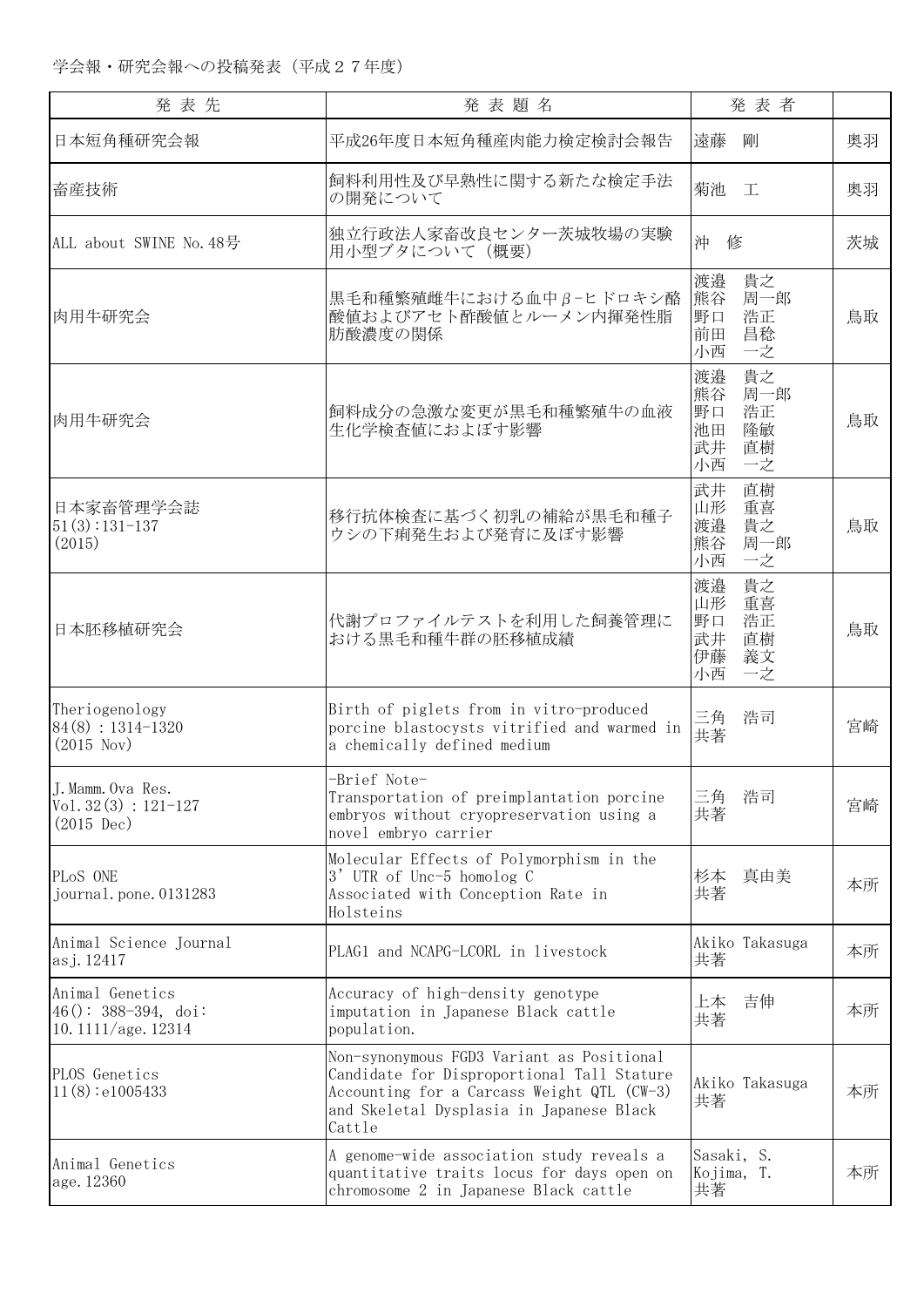学会報・研究会報への投稿発表（平成２７年度）

| 発 表 先 | 発 表 題 名 | 発 表 者 | |
|---|---|---|---|
| 日本短角種研究会報 | 平成26年度日本短角種産肉能力検定検討会報告 | 遠藤　剛 | 奥羽 |
| 畜産技術 | 飼料利用性及び早熟性に関する新たな検定手法の開発について | 菊池　工 | 奥羽 |
| ALL about SWINE No.48号 | 独立行政法人家畜改良センター茨城牧場の実験用小型ブタについて（概要） | 沖　修 | 茨城 |
| 肉用牛研究会 | 黒毛和種繁殖雌牛における血中$\beta$-ヒドロキシ酪酸値およびアセト酢酸値とルーメン内揮発性脂肪酸濃度の関係 | 渡邉　貴之<br>熊谷　周一郎<br>野口　浩正<br>前田　昌稔<br>小西　一之 | 鳥取 |
| 肉用牛研究会 | 飼料成分の急激な変更が黒毛和種繁殖牛の血液生化学検査値におよぼす影響 | 渡邉　貴之<br>熊谷　周一郎<br>野口　浩正<br>池田　隆敏<br>武井　直樹<br>小西　一之 | 鳥取 |
| 日本家畜管理学会誌<br>51(3):131-137<br>(2015) | 移行抗体検査に基づく初乳の補給が黒毛和種子ウシの下痢発生および発育に及ぼす影響 | 武井　直樹<br>山形　重喜<br>渡邉　貴之<br>熊谷　周一郎<br>小西　一之 | 鳥取 |
| 日本胚移植研究会 | 代謝プロファイルテストを利用した飼養管理における黒毛和種牛群の胚移植成績 | 渡邉　貴之<br>山形　重喜<br>野口　浩正<br>武井　直樹<br>伊藤　義文<br>小西　一之 | 鳥取 |
| Theriogenology<br>84(8)：1314-1320<br>(2015 Nov) | Birth of piglets from in vitro-produced porcine blastocysts vitrified and warmed in a chemically defined medium | 三角　浩司<br>共著 | 宮崎 |
| J.Mamm.Ova Res.<br>Vol.32(3)：121-127<br>(2015 Dec) | -Brief Note-<br>Transportation of preimplantation porcine embryos without cryopreservation using a novel embryo carrier | 三角　浩司<br>共著 | 宮崎 |
| PLoS ONE<br>journal.pone.0131283 | Molecular Effects of Polymorphism in the 3' UTR of Unc-5 homolog C Associated with Conception Rate in Holsteins | 杉本　真由美<br>共著 | 本所 |
| Animal Science Journal<br>asj.12417 | PLAG1 and NCAPG-LCORL in livestock | Akiko Takasuga<br>共著 | 本所 |
| Animal Genetics<br>46(): 388-394, doi:<br>10.1111/age.12314 | Accuracy of high-density genotype imputation in Japanese Black cattle population. | 上本　吉伸<br>共著 | 本所 |
| PLOS Genetics<br>11(8):e1005433 | Non-synonymous FGD3 Variant as Positional Candidate for Disproportional Tall Stature Accounting for a Carcass Weight QTL (CW-3) and Skeletal Dysplasia in Japanese Black Cattle | Akiko Takasuga<br>共著 | 本所 |
| Animal Genetics<br>age.12360 | A genome-wide association study reveals a quantitative traits locus for days open on chromosome 2 in Japanese Black cattle | Sasaki, S.<br>Kojima, T.<br>共著 | 本所 |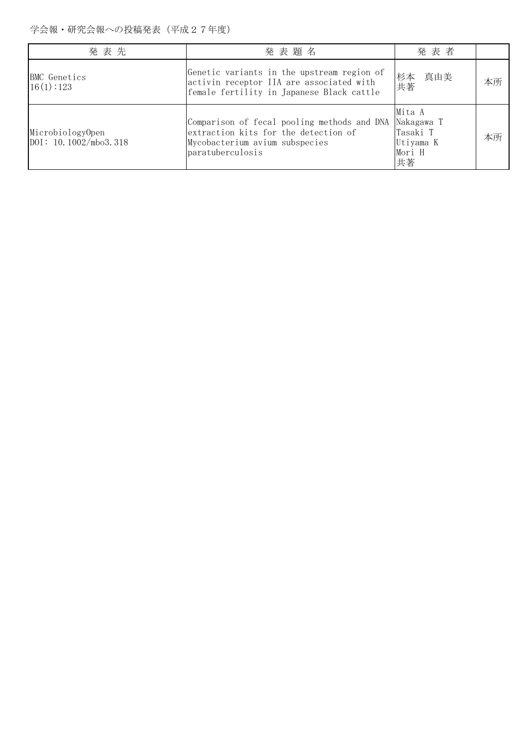学会報・研究会報への投稿発表（平成２７年度）

| 発 表 先 | 発 表 題 名 | 発 表 者 | |
|---|---|---|---|
| BMC Genetics<br>16(1):123 | Genetic variants in the upstream region of activin receptor IIA are associated with female fertility in Japanese Black cattle | 杉本　真由美<br>共著 | 本所 |
| MicrobiologyOpen<br>DOI: 10.1002/mbo3.318 | Comparison of fecal pooling methods and DNA extraction kits for the detection of Mycobacterium avium subspecies paratuberculosis | Mita A<br>Nakagawa T<br>Tasaki T<br>Utiyama K<br>Mori H<br>共著 | 本所 |